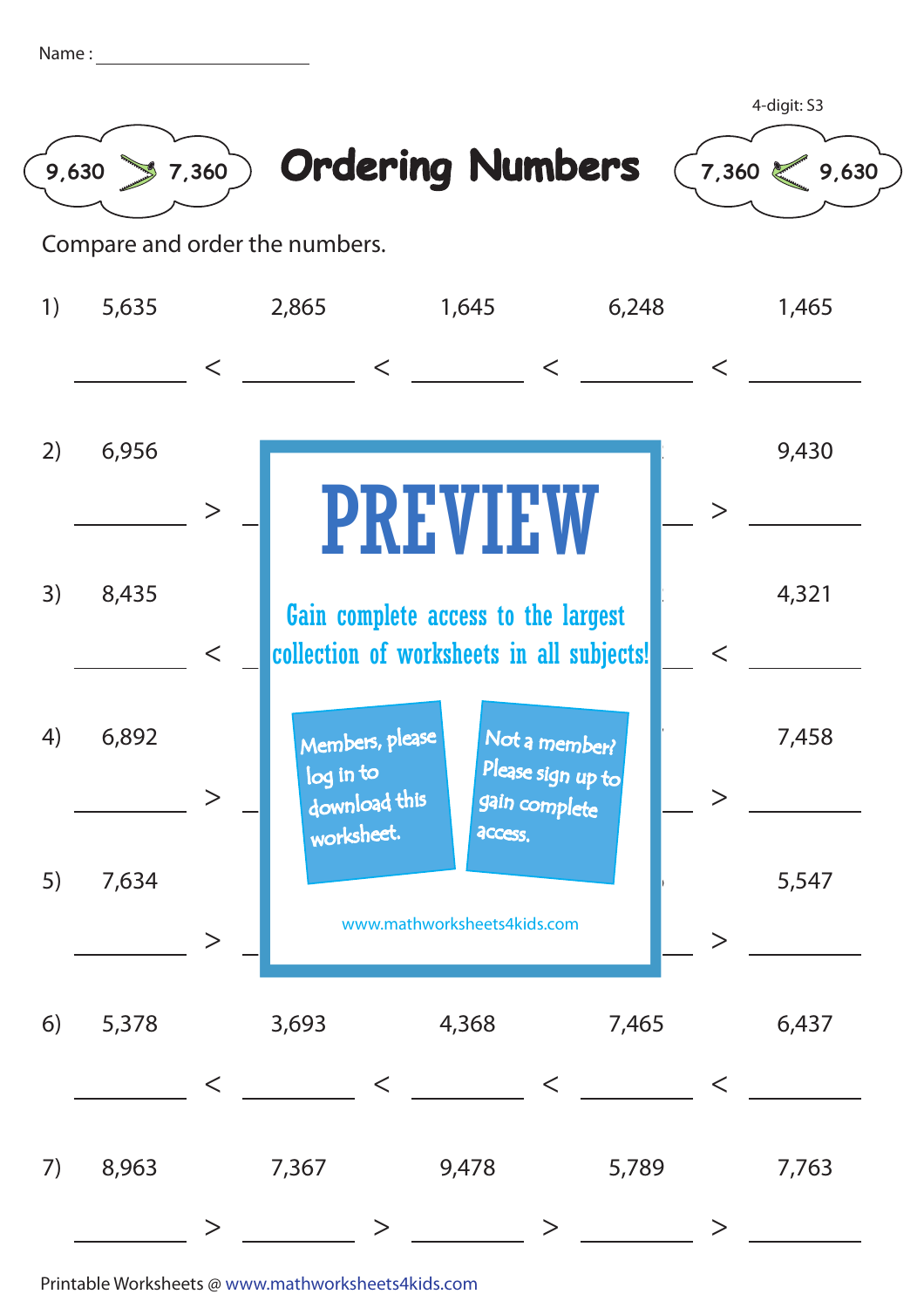Name : ____________________

4-digit: S3

9,630 > 7,360

# Ordering Numbers

7,360 < 9,630

Compare and order the numbers.

1) 5,635 2,865 1,645 6,248 1,465

______ < ______ < ______ < ______ < ______

2) 6,956 9,430

______ > ______ > ______

3) 8,435 4,321

______ < ______ < ______

4) 6,892 7,458

______ > ______ > ______

5) 7,634 5,547

______ > ______ > ______

PREVIEW

Gain complete access to the largest collection of worksheets in all subjects!

Members, please log in to download this worksheet.

Not a member? Please sign up to gain complete access.

www.mathworksheets4kids.com

6) 5,378 3,693 4,368 7,465 6,437

______ < ______ < ______ < ______ < ______

7) 8,963 7,367 9,478 5,789 7,763

______ > ______ > ______ > ______ > ______

Printable Worksheets @ www.mathworksheets4kids.com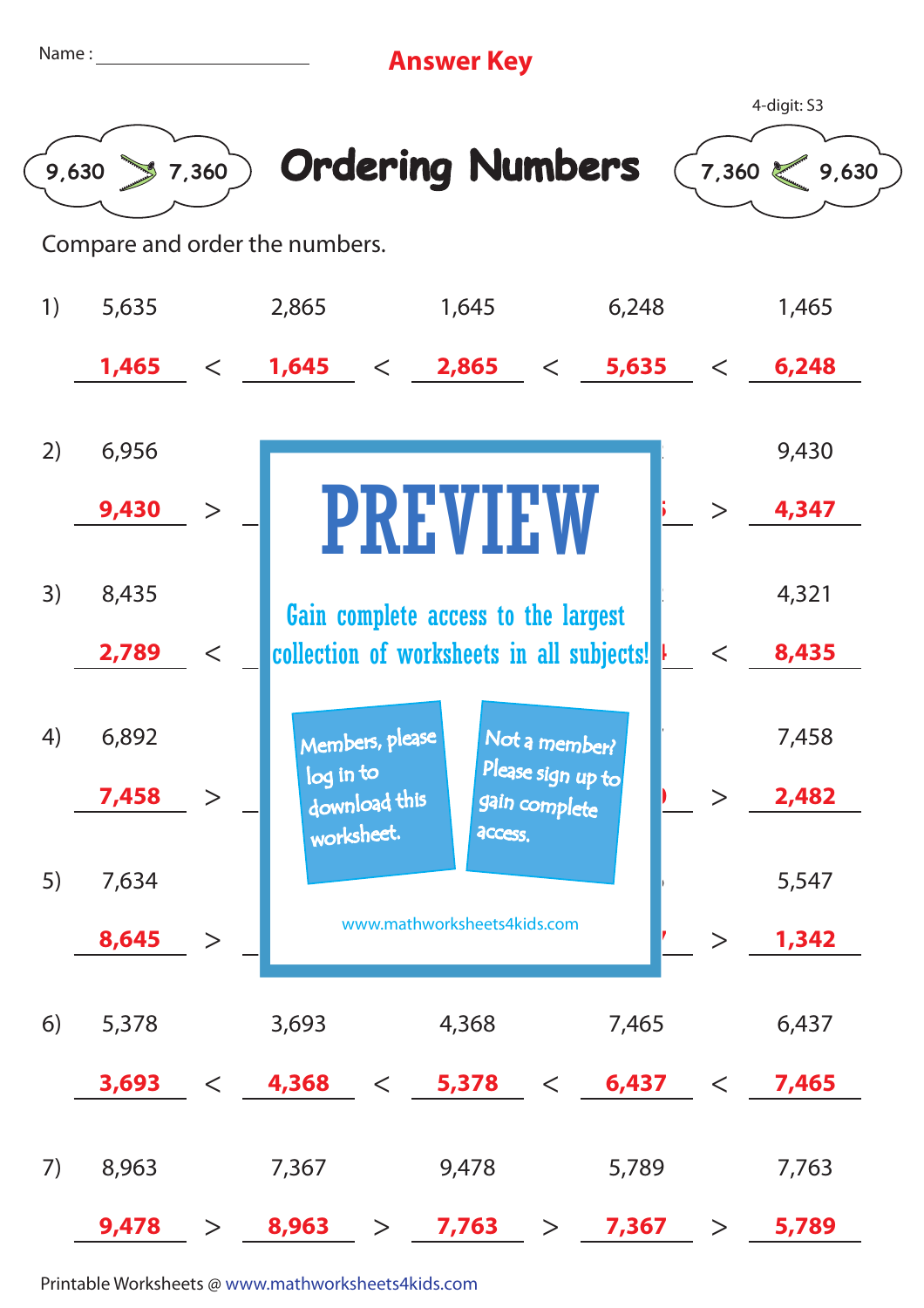Name : ____________________

**Answer Key**

4-digit: S3

9,630 > 7,360

# Ordering Numbers

7,360 < 9,630

Compare and order the numbers.

1) 5,635 2,865 1,645 6,248 1,465

**1,465** < **1,645** < **2,865** < **5,635** < **6,248**

2) 6,956 ... 9,430

**9,430** > ... > **4,347**

3) 8,435 ... 4,321

**2,789** < ... < **8,435**

4) 6,892 ... 7,458

**7,458** > ... > **2,482**

5) 7,634 ... 5,547

**8,645** > ... > **1,342**

PREVIEW

Gain complete access to the largest collection of worksheets in all subjects!

Members, please log in to download this worksheet.

Not a member? Please sign up to gain complete access.

www.mathworksheets4kids.com

6) 5,378 3,693 4,368 7,465 6,437

**3,693** < **4,368** < **5,378** < **6,437** < **7,465**

7) 8,963 7,367 9,478 5,789 7,763

**9,478** > **8,963** > **7,763** > **7,367** > **5,789**

Printable Worksheets @ www.mathworksheets4kids.com